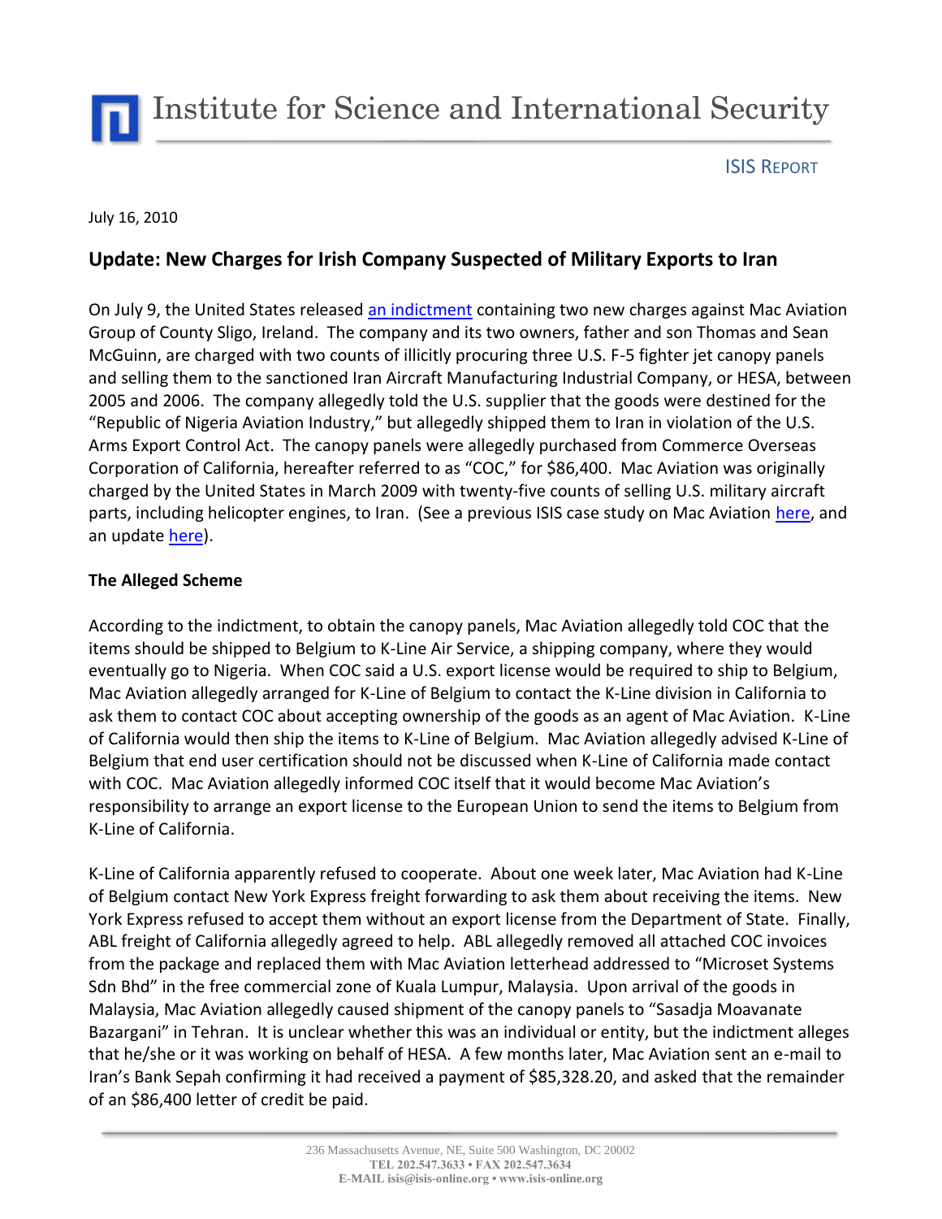# Institute for Science and International Security

ISIS REPORT

July 16, 2010

## Update: New Charges for Irish Company Suspected of Military Exports to Iran

On July 9, the United States released an indictment containing two new charges against Mac Aviation Group of County Sligo, Ireland. The company and its two owners, father and son Thomas and Sean McGuinn, are charged with two counts of illicitly procuring three U.S. F-5 fighter jet canopy panels and selling them to the sanctioned Iran Aircraft Manufacturing Industrial Company, or HESA, between 2005 and 2006. The company allegedly told the U.S. supplier that the goods were destined for the "Republic of Nigeria Aviation Industry," but allegedly shipped them to Iran in violation of the U.S. Arms Export Control Act. The canopy panels were allegedly purchased from Commerce Overseas Corporation of California, hereafter referred to as "COC," for $86,400. Mac Aviation was originally charged by the United States in March 2009 with twenty-five counts of selling U.S. military aircraft parts, including helicopter engines, to Iran. (See a previous ISIS case study on Mac Aviation here, and an update here).

### The Alleged Scheme

According to the indictment, to obtain the canopy panels, Mac Aviation allegedly told COC that the items should be shipped to Belgium to K-Line Air Service, a shipping company, where they would eventually go to Nigeria. When COC said a U.S. export license would be required to ship to Belgium, Mac Aviation allegedly arranged for K-Line of Belgium to contact the K-Line division in California to ask them to contact COC about accepting ownership of the goods as an agent of Mac Aviation. K-Line of California would then ship the items to K-Line of Belgium. Mac Aviation allegedly advised K-Line of Belgium that end user certification should not be discussed when K-Line of California made contact with COC. Mac Aviation allegedly informed COC itself that it would become Mac Aviation's responsibility to arrange an export license to the European Union to send the items to Belgium from K-Line of California.

K-Line of California apparently refused to cooperate. About one week later, Mac Aviation had K-Line of Belgium contact New York Express freight forwarding to ask them about receiving the items. New York Express refused to accept them without an export license from the Department of State. Finally, ABL freight of California allegedly agreed to help. ABL allegedly removed all attached COC invoices from the package and replaced them with Mac Aviation letterhead addressed to "Microset Systems Sdn Bhd" in the free commercial zone of Kuala Lumpur, Malaysia. Upon arrival of the goods in Malaysia, Mac Aviation allegedly caused shipment of the canopy panels to "Sasadja Moavanate Bazargani" in Tehran. It is unclear whether this was an individual or entity, but the indictment alleges that he/she or it was working on behalf of HESA. A few months later, Mac Aviation sent an e-mail to Iran's Bank Sepah confirming it had received a payment of $85,328.20, and asked that the remainder of an $86,400 letter of credit be paid.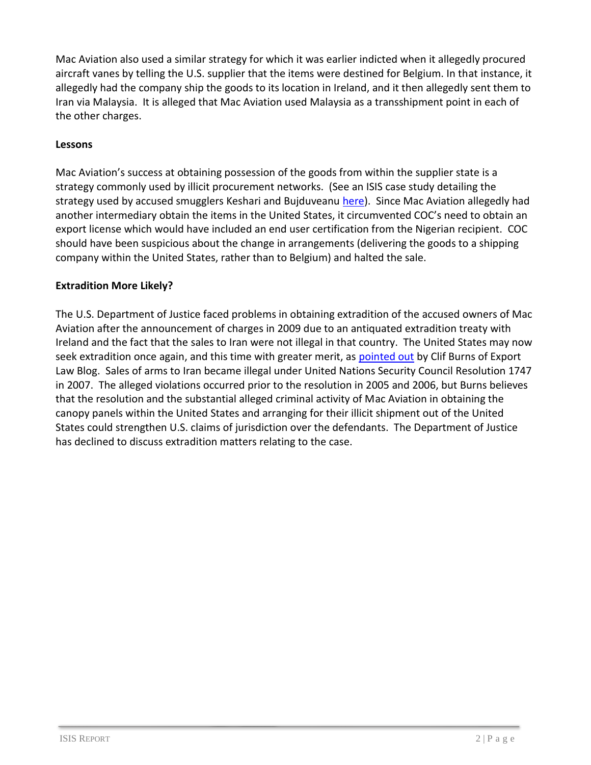Mac Aviation also used a similar strategy for which it was earlier indicted when it allegedly procured aircraft vanes by telling the U.S. supplier that the items were destined for Belgium. In that instance, it allegedly had the company ship the goods to its location in Ireland, and it then allegedly sent them to Iran via Malaysia. It is alleged that Mac Aviation used Malaysia as a transshipment point in each of the other charges.

**Lessons**

Mac Aviation's success at obtaining possession of the goods from within the supplier state is a strategy commonly used by illicit procurement networks. (See an ISIS case study detailing the strategy used by accused smugglers Keshari and Bujduveanu [here](#)). Since Mac Aviation allegedly had another intermediary obtain the items in the United States, it circumvented COC's need to obtain an export license which would have included an end user certification from the Nigerian recipient. COC should have been suspicious about the change in arrangements (delivering the goods to a shipping company within the United States, rather than to Belgium) and halted the sale.

**Extradition More Likely?**

The U.S. Department of Justice faced problems in obtaining extradition of the accused owners of Mac Aviation after the announcement of charges in 2009 due to an antiquated extradition treaty with Ireland and the fact that the sales to Iran were not illegal in that country. The United States may now seek extradition once again, and this time with greater merit, as [pointed out](#) by Clif Burns of Export Law Blog. Sales of arms to Iran became illegal under United Nations Security Council Resolution 1747 in 2007. The alleged violations occurred prior to the resolution in 2005 and 2006, but Burns believes that the resolution and the substantial alleged criminal activity of Mac Aviation in obtaining the canopy panels within the United States and arranging for their illicit shipment out of the United States could strengthen U.S. claims of jurisdiction over the defendants. The Department of Justice has declined to discuss extradition matters relating to the case.